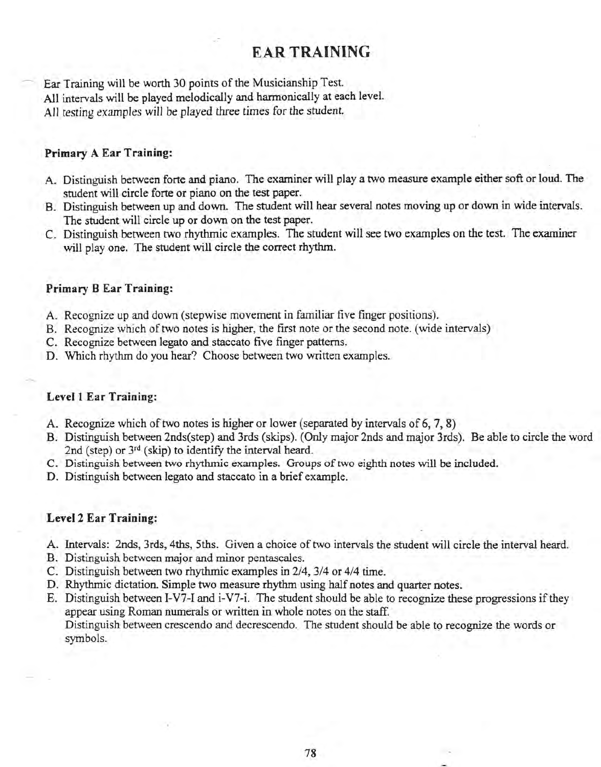# EAR TRAINING

Ear Training will be worth 30 points of the Musicianship Test.
All intervals will be played melodically and harmonically at each level.
All testing examples will be played three times for the student.

### Primary A Ear Training:

A. Distinguish between forte and piano. The examiner will play a two measure example either soft or loud. The student will circle forte or piano on the test paper.
B. Distinguish between up and down. The student will hear several notes moving up or down in wide intervals. The student will circle up or down on the test paper.
C. Distinguish between two rhythmic examples. The student will see two examples on the test. The examiner will play one. The student will circle the correct rhythm.

### Primary B Ear Training:

A. Recognize up and down (stepwise movement in familiar five finger positions).
B. Recognize which of two notes is higher, the first note or the second note. (wide intervals)
C. Recognize between legato and staccato five finger patterns.
D. Which rhythm do you hear? Choose between two written examples.

### Level 1 Ear Training:

A. Recognize which of two notes is higher or lower (separated by intervals of 6, 7, 8)
B. Distinguish between 2nds(step) and 3rds (skips). (Only major 2nds and major 3rds). Be able to circle the word 2nd (step) or 3rd (skip) to identify the interval heard.
C. Distinguish between two rhythmic examples. Groups of two eighth notes will be included.
D. Distinguish between legato and staccato in a brief example.

### Level 2 Ear Training:

A. Intervals: 2nds, 3rds, 4ths, 5ths. Given a choice of two intervals the student will circle the interval heard.
B. Distinguish between major and minor pentascales.
C. Distinguish between two rhythmic examples in 2/4, 3/4 or 4/4 time.
D. Rhythmic dictation. Simple two measure rhythm using half notes and quarter notes.
E. Distinguish between I-V7-I and i-V7-i. The student should be able to recognize these progressions if they appear using Roman numerals or written in whole notes on the staff.
Distinguish between crescendo and decrescendo. The student should be able to recognize the words or symbols.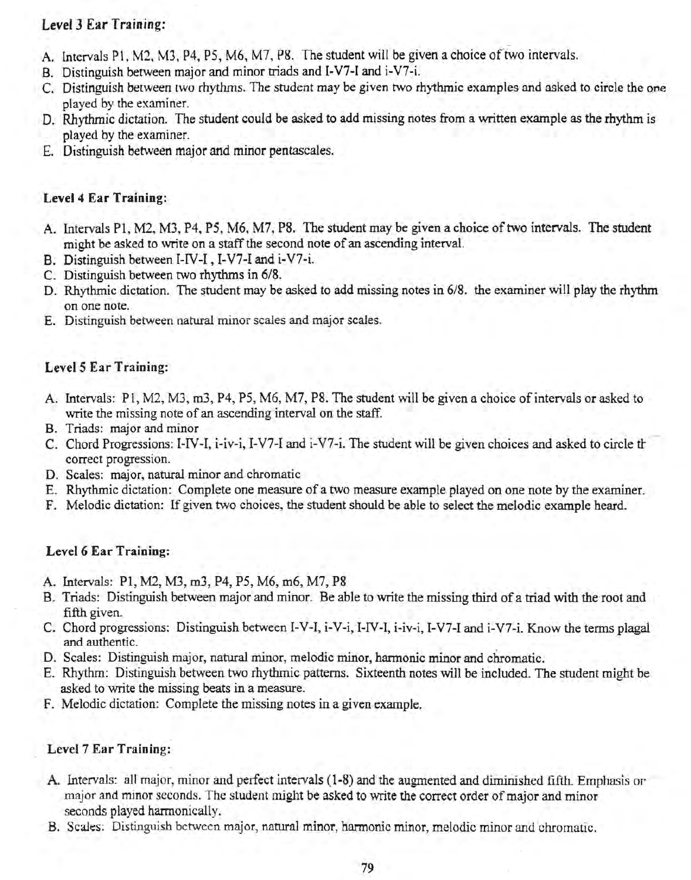### Level 3 Ear Training:

A. Intervals P1, M2, M3, P4, P5, M6, M7, P8. The student will be given a choice of two intervals.
B. Distinguish between major and minor triads and I-V7-I and i-V7-i.
C. Distinguish between two rhythms. The student may be given two rhythmic examples and asked to circle the one played by the examiner.
D. Rhythmic dictation. The student could be asked to add missing notes from a written example as the rhythm is played by the examiner.
E. Distinguish between major and minor pentascales.

### Level 4 Ear Training:

A. Intervals P1, M2, M3, P4, P5, M6, M7, P8. The student may be given a choice of two intervals. The student might be asked to write on a staff the second note of an ascending interval.
B. Distinguish between I-IV-I, I-V7-I and i-V7-i.
C. Distinguish between two rhythms in 6/8.
D. Rhythmic dictation. The student may be asked to add missing notes in 6/8. the examiner will play the rhythm on one note.
E. Distinguish between natural minor scales and major scales.

### Level 5 Ear Training:

A. Intervals: P1, M2, M3, m3, P4, P5, M6, M7, P8. The student will be given a choice of intervals or asked to write the missing note of an ascending interval on the staff.
B. Triads: major and minor
C. Chord Progressions: I-IV-I, i-iv-i, I-V7-I and i-V7-i. The student will be given choices and asked to circle th correct progression.
D. Scales: major, natural minor and chromatic
E. Rhythmic dictation: Complete one measure of a two measure example played on one note by the examiner.
F. Melodic dictation: If given two choices, the student should be able to select the melodic example heard.

### Level 6 Ear Training:

A. Intervals: P1, M2, M3, m3, P4, P5, M6, m6, M7, P8
B. Triads: Distinguish between major and minor. Be able to write the missing third of a triad with the root and fifth given.
C. Chord progressions: Distinguish between I-V-I, i-V-i, I-IV-I, i-iv-i, I-V7-I and i-V7-i. Know the terms plagal and authentic.
D. Scales: Distinguish major, natural minor, melodic minor, harmonic minor and chromatic.
E. Rhythm: Distinguish between two rhythmic patterns. Sixteenth notes will be included. The student might be asked to write the missing beats in a measure.
F. Melodic dictation: Complete the missing notes in a given example.

### Level 7 Ear Training:

A. Intervals: all major, minor and perfect intervals (1-8) and the augmented and diminished fifth. Emphasis or major and minor seconds. The student might be asked to write the correct order of major and minor seconds played harmonically.
B. Scales: Distinguish between major, natural minor, harmonic minor, melodic minor and chromatic.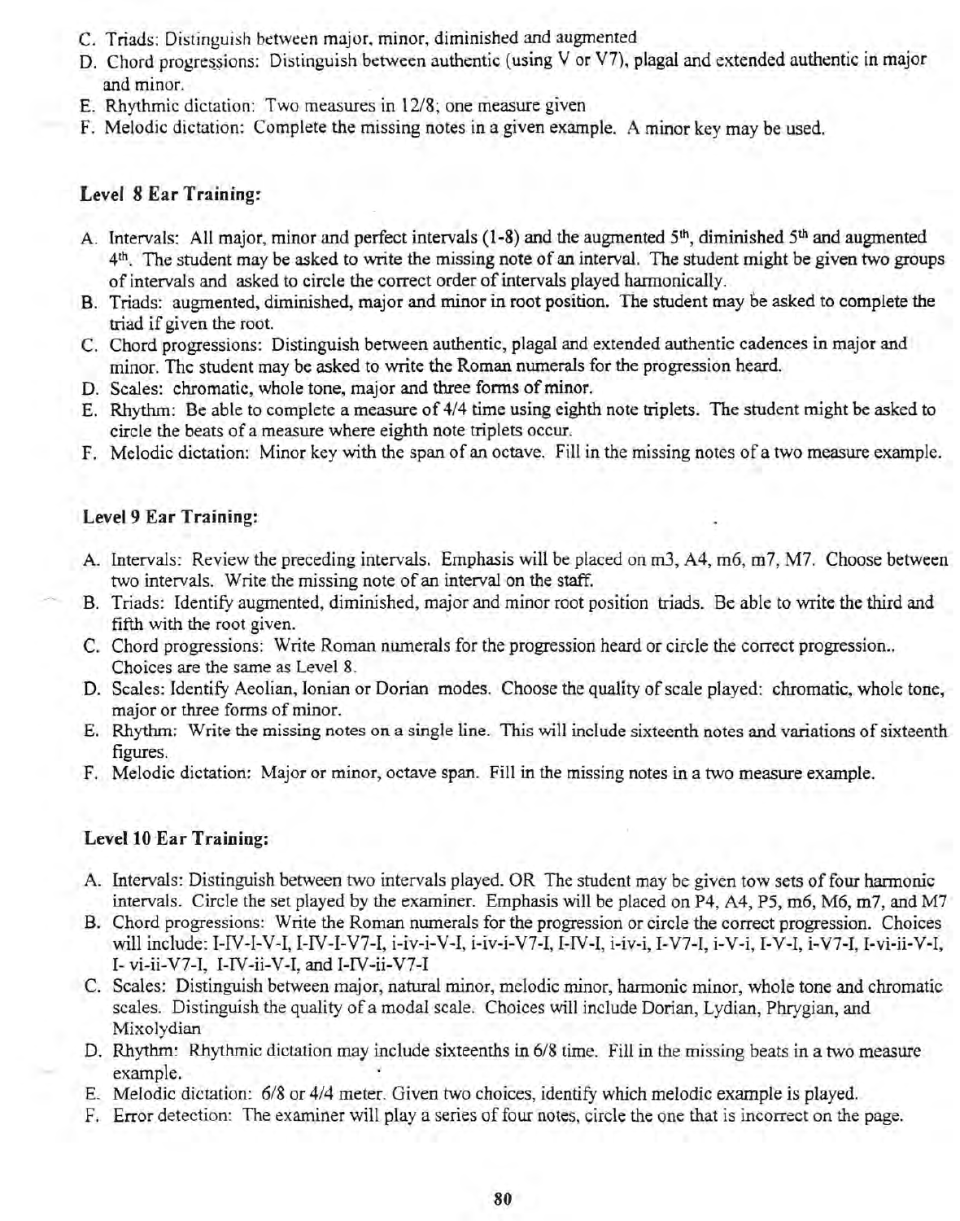C. Triads: Distinguish between major, minor, diminished and augmented
D. Chord progressions: Distinguish between authentic (using V or V7), plagal and extended authentic in major and minor.
E. Rhythmic dictation: Two measures in 12/8; one measure given
F. Melodic dictation: Complete the missing notes in a given example. A minor key may be used.

### Level 8 Ear Training:

A. Intervals: All major, minor and perfect intervals (1-8) and the augmented 5th, diminished 5th and augmented 4th. The student may be asked to write the missing note of an interval. The student might be given two groups of intervals and asked to circle the correct order of intervals played harmonically.
B. Triads: augmented, diminished, major and minor in root position. The student may be asked to complete the triad if given the root.
C. Chord progressions: Distinguish between authentic, plagal and extended authentic cadences in major and minor. The student may be asked to write the Roman numerals for the progression heard.
D. Scales: chromatic, whole tone, major and three forms of minor.
E. Rhythm: Be able to complete a measure of 4/4 time using eighth note triplets. The student might be asked to circle the beats of a measure where eighth note triplets occur.
F. Melodic dictation: Minor key with the span of an octave. Fill in the missing notes of a two measure example.

### Level 9 Ear Training:

A. Intervals: Review the preceding intervals. Emphasis will be placed on m3, A4, m6, m7, M7. Choose between two intervals. Write the missing note of an interval on the staff.
B. Triads: Identify augmented, diminished, major and minor root position triads. Be able to write the third and fifth with the root given.
C. Chord progressions: Write Roman numerals for the progression heard or circle the correct progression.. Choices are the same as Level 8.
D. Scales: Identify Aeolian, Ionian or Dorian modes. Choose the quality of scale played: chromatic, whole tone, major or three forms of minor.
E. Rhythm: Write the missing notes on a single line. This will include sixteenth notes and variations of sixteenth figures.
F. Melodic dictation: Major or minor, octave span. Fill in the missing notes in a two measure example.

### Level 10 Ear Training:

A. Intervals: Distinguish between two intervals played. OR The student may be given tow sets of four harmonic intervals. Circle the set played by the examiner. Emphasis will be placed on P4, A4, P5, m6, M6, m7, and M7
B. Chord progressions: Write the Roman numerals for the progression or circle the correct progression. Choices will include: I-IV-I-V-I, I-IV-I-V7-I, i-iv-i-V-I, i-iv-i-V7-I, I-IV-I, i-iv-i, I-V7-I, i-V-i, I-V-I, i-V7-I, I-vi-ii-V-I, I- vi-ii-V7-I, I-IV-ii-V-I, and I-IV-ii-V7-I
C. Scales: Distinguish between major, natural minor, melodic minor, harmonic minor, whole tone and chromatic scales. Distinguish the quality of a modal scale. Choices will include Dorian, Lydian, Phrygian, and Mixolydian
D. Rhythm: Rhythmic dictation may include sixteenths in 6/8 time. Fill in the missing beats in a two measure example.
E. Melodic dictation: 6/8 or 4/4 meter. Given two choices, identify which melodic example is played.
F. Error detection: The examiner will play a series of four notes, circle the one that is incorrect on the page.